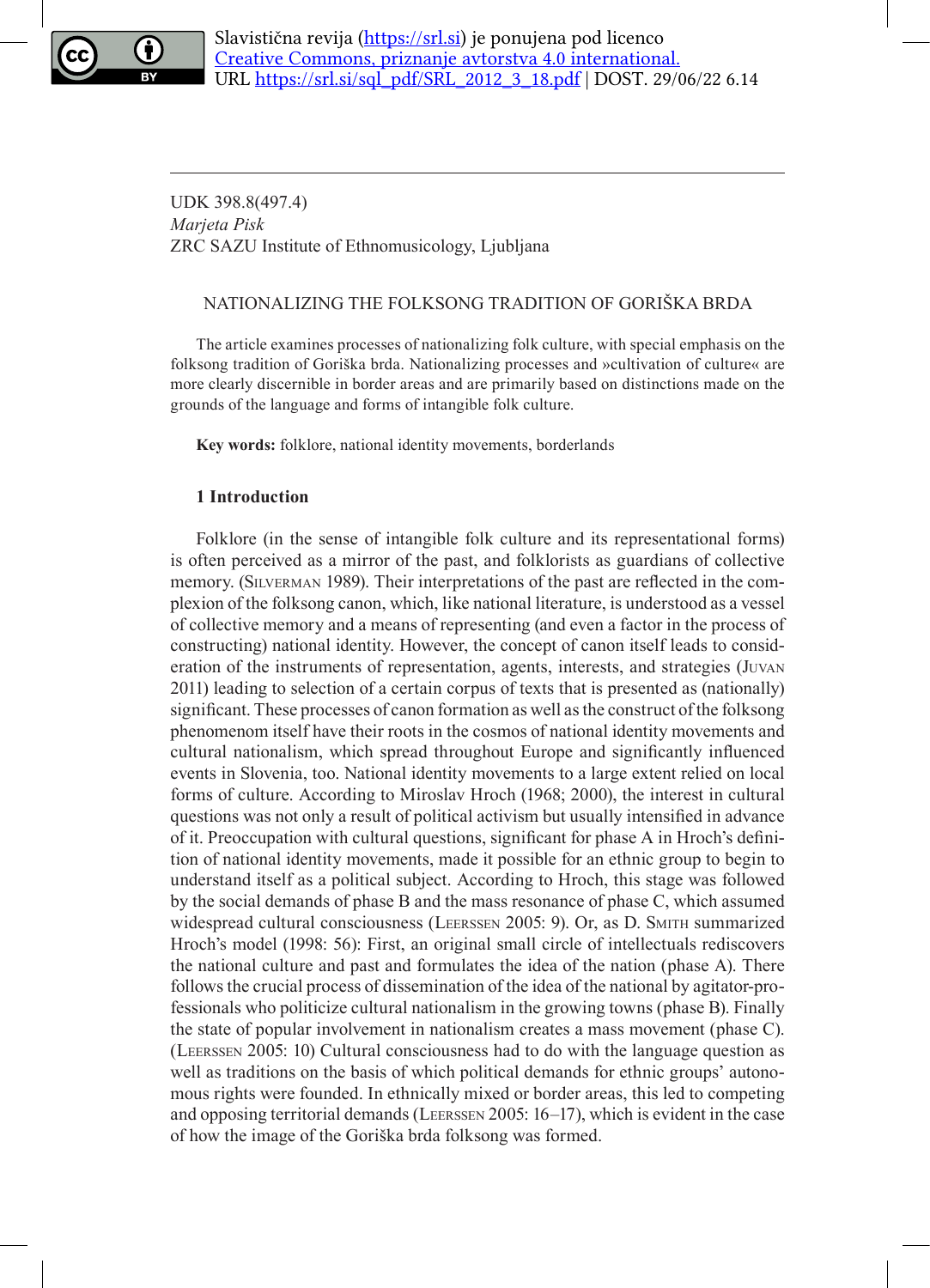Slavistična revija (https://srl.si) je ponujena pod licenco Creative Commons, priznanje avtorstva 4.0 international.
URL https://srl.si/sql_pdf/SRL_2012_3_18.pdf | DOST. 29/06/22 6.14

UDK 398.8(497.4)
*Marjeta Pisk*
ZRC SAZU Institute of Ethnomusicology, Ljubljana

# NATIONALIZING THE FOLKSONG TRADITION OF GORIŠKA BRDA

The article examines processes of nationalizing folk culture, with special emphasis on the folksong tradition of Goriška brda. Nationalizing processes and »cultivation of culture« are more clearly discernible in border areas and are primarily based on distinctions made on the grounds of the language and forms of intangible folk culture.

**Key words:** folklore, national identity movements, borderlands

## 1 Introduction

Folklore (in the sense of intangible folk culture and its representational forms) is often perceived as a mirror of the past, and folklorists as guardians of collective memory. (Silverman 1989). Their interpretations of the past are reflected in the complexion of the folksong canon, which, like national literature, is understood as a vessel of collective memory and a means of representing (and even a factor in the process of constructing) national identity. However, the concept of canon itself leads to consideration of the instruments of representation, agents, interests, and strategies (Juvan 2011) leading to selection of a certain corpus of texts that is presented as (nationally) significant. These processes of canon formation as well as the construct of the folksong phenomenom itself have their roots in the cosmos of national identity movements and cultural nationalism, which spread throughout Europe and significantly influenced events in Slovenia, too. National identity movements to a large extent relied on local forms of culture. According to Miroslav Hroch (1968; 2000), the interest in cultural questions was not only a result of political activism but usually intensified in advance of it. Preoccupation with cultural questions, significant for phase A in Hroch's definition of national identity movements, made it possible for an ethnic group to begin to understand itself as a political subject. According to Hroch, this stage was followed by the social demands of phase B and the mass resonance of phase C, which assumed widespread cultural consciousness (Leerssen 2005: 9). Or, as D. Smith summarized Hroch's model (1998: 56): First, an original small circle of intellectuals rediscovers the national culture and past and formulates the idea of the nation (phase A). There follows the crucial process of dissemination of the idea of the national by agitator-professionals who politicize cultural nationalism in the growing towns (phase B). Finally the state of popular involvement in nationalism creates a mass movement (phase C). (Leerssen 2005: 10) Cultural consciousness had to do with the language question as well as traditions on the basis of which political demands for ethnic groups' autonomous rights were founded. In ethnically mixed or border areas, this led to competing and opposing territorial demands (Leerssen 2005: 16–17), which is evident in the case of how the image of the Goriška brda folksong was formed.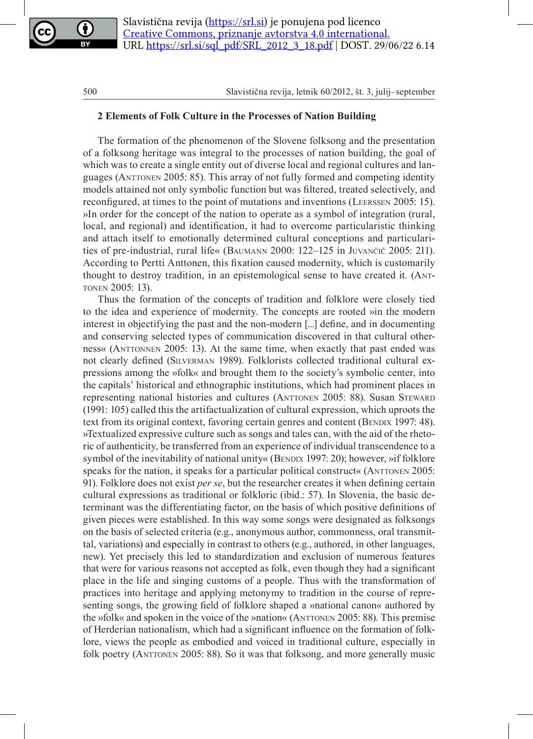## 2 Elements of Folk Culture in the Processes of Nation Building

The formation of the phenomenon of the Slovene folksong and the presentation of a folksong heritage was integral to the processes of nation building, the goal of which was to create a single entity out of diverse local and regional cultures and languages (Anttonen 2005: 85). This array of not fully formed and competing identity models attained not only symbolic function but was filtered, treated selectively, and reconfigured, at times to the point of mutations and inventions (Leerssen 2005: 15). »In order for the concept of the nation to operate as a symbol of integration (rural, local, and regional) and identification, it had to overcome particularistic thinking and attach itself to emotionally determined cultural conceptions and particularities of pre-industrial, rural life« (Baumann 2000: 122–125 in Juvančič 2005: 211). According to Pertti Anttonen, this fixation caused modernity, which is customarily thought to destroy tradition, in an epistemological sense to have created it. (Anttonen 2005: 13).

Thus the formation of the concepts of tradition and folklore were closely tied to the idea and experience of modernity. The concepts are rooted »in the modern interest in objectifying the past and the non-modern [...] define, and in documenting and conserving selected types of communication discovered in that cultural otherness« (Anttonnen 2005: 13). At the same time, when exactly that past ended was not clearly defined (Silverman 1989). Folklorists collected traditional cultural expressions among the »folk« and brought them to the society's symbolic center, into the capitals' historical and ethnographic institutions, which had prominent places in representing national histories and cultures (Anttonen 2005: 88). Susan Steward (1991: 105) called this the artifactualization of cultural expression, which uproots the text from its original context, favoring certain genres and content (Bendix 1997: 48). »Textualized expressive culture such as songs and tales can, with the aid of the rhetoric of authenticity, be transferred from an experience of individual transcendence to a symbol of the inevitability of national unity« (Bendix 1997: 20); however, »if folklore speaks for the nation, it speaks for a particular political construct« (Anttonen 2005: 91). Folklore does not exist *per se*, but the researcher creates it when defining certain cultural expressions as traditional or folkloric (ibid.: 57). In Slovenia, the basic determinant was the differentiating factor, on the basis of which positive definitions of given pieces were established. In this way some songs were designated as folksongs on the basis of selected criteria (e.g., anonymous author, commonness, oral transmittal, variations) and especially in contrast to others (e.g., authored, in other languages, new). Yet precisely this led to standardization and exclusion of numerous features that were for various reasons not accepted as folk, even though they had a significant place in the life and singing customs of a people. Thus with the transformation of practices into heritage and applying metonymy to tradition in the course of representing songs, the growing field of folklore shaped a »national canon« authored by the »folk« and spoken in the voice of the »nation« (Anttonen 2005: 88). This premise of Herderian nationalism, which had a significant influence on the formation of folklore, views the people as embodied and voiced in traditional culture, especially in folk poetry (Anttonen 2005: 88). So it was that folksong, and more generally music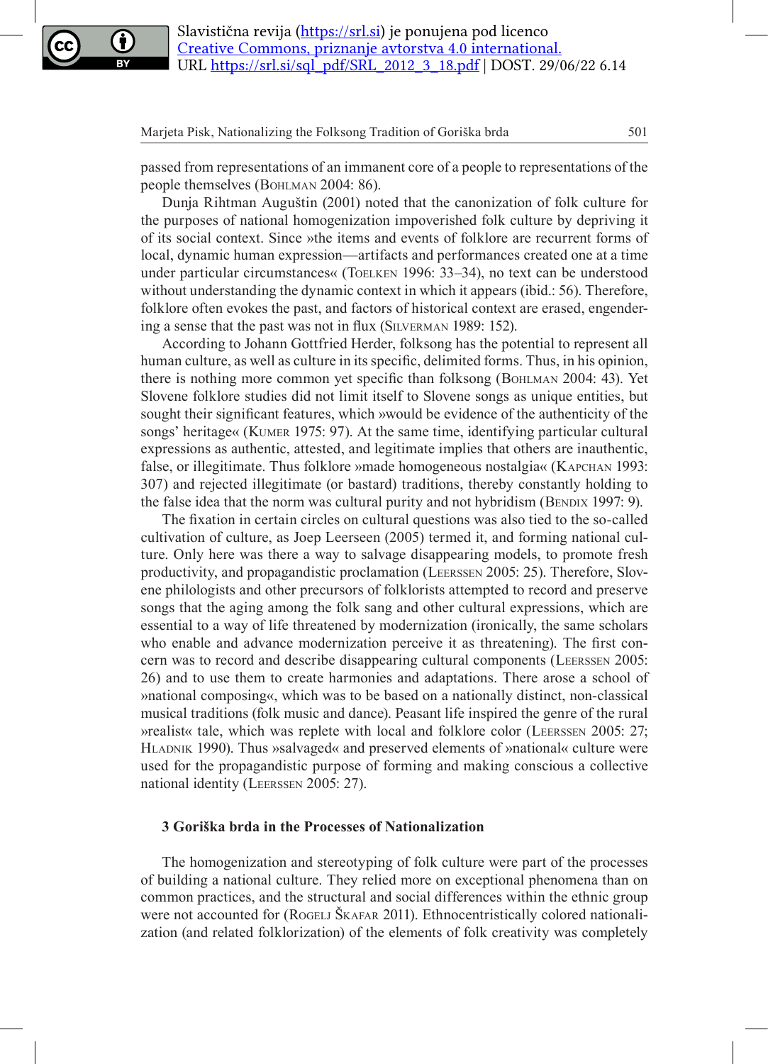passed from representations of an immanent core of a people to representations of the people themselves (Bohlman 2004: 86).

Dunja Rihtman Auguštin (2001) noted that the canonization of folk culture for the purposes of national homogenization impoverished folk culture by depriving it of its social context. Since »the items and events of folklore are recurrent forms of local, dynamic human expression—artifacts and performances created one at a time under particular circumstances« (Toelken 1996: 33–34), no text can be understood without understanding the dynamic context in which it appears (ibid.: 56). Therefore, folklore often evokes the past, and factors of historical context are erased, engendering a sense that the past was not in flux (Silverman 1989: 152).

According to Johann Gottfried Herder, folksong has the potential to represent all human culture, as well as culture in its specific, delimited forms. Thus, in his opinion, there is nothing more common yet specific than folksong (Bohlman 2004: 43). Yet Slovene folklore studies did not limit itself to Slovene songs as unique entities, but sought their significant features, which »would be evidence of the authenticity of the songs' heritage« (Kumer 1975: 97). At the same time, identifying particular cultural expressions as authentic, attested, and legitimate implies that others are inauthentic, false, or illegitimate. Thus folklore »made homogeneous nostalgia« (Kapchan 1993: 307) and rejected illegitimate (or bastard) traditions, thereby constantly holding to the false idea that the norm was cultural purity and not hybridism (Bendix 1997: 9).

The fixation in certain circles on cultural questions was also tied to the so-called cultivation of culture, as Joep Leerseen (2005) termed it, and forming national culture. Only here was there a way to salvage disappearing models, to promote fresh productivity, and propagandistic proclamation (Leerssen 2005: 25). Therefore, Slovene philologists and other precursors of folklorists attempted to record and preserve songs that the aging among the folk sang and other cultural expressions, which are essential to a way of life threatened by modernization (ironically, the same scholars who enable and advance modernization perceive it as threatening). The first concern was to record and describe disappearing cultural components (Leerssen 2005: 26) and to use them to create harmonies and adaptations. There arose a school of »national composing«, which was to be based on a nationally distinct, non-classical musical traditions (folk music and dance). Peasant life inspired the genre of the rural »realist« tale, which was replete with local and folklore color (Leerssen 2005: 27; Hladnik 1990). Thus »salvaged« and preserved elements of »national« culture were used for the propagandistic purpose of forming and making conscious a collective national identity (Leerssen 2005: 27).

### 3 Goriška brda in the Processes of Nationalization

The homogenization and stereotyping of folk culture were part of the processes of building a national culture. They relied more on exceptional phenomena than on common practices, and the structural and social differences within the ethnic group were not accounted for (Rogelj Škafar 2011). Ethnocentristically colored nationalization (and related folklorization) of the elements of folk creativity was completely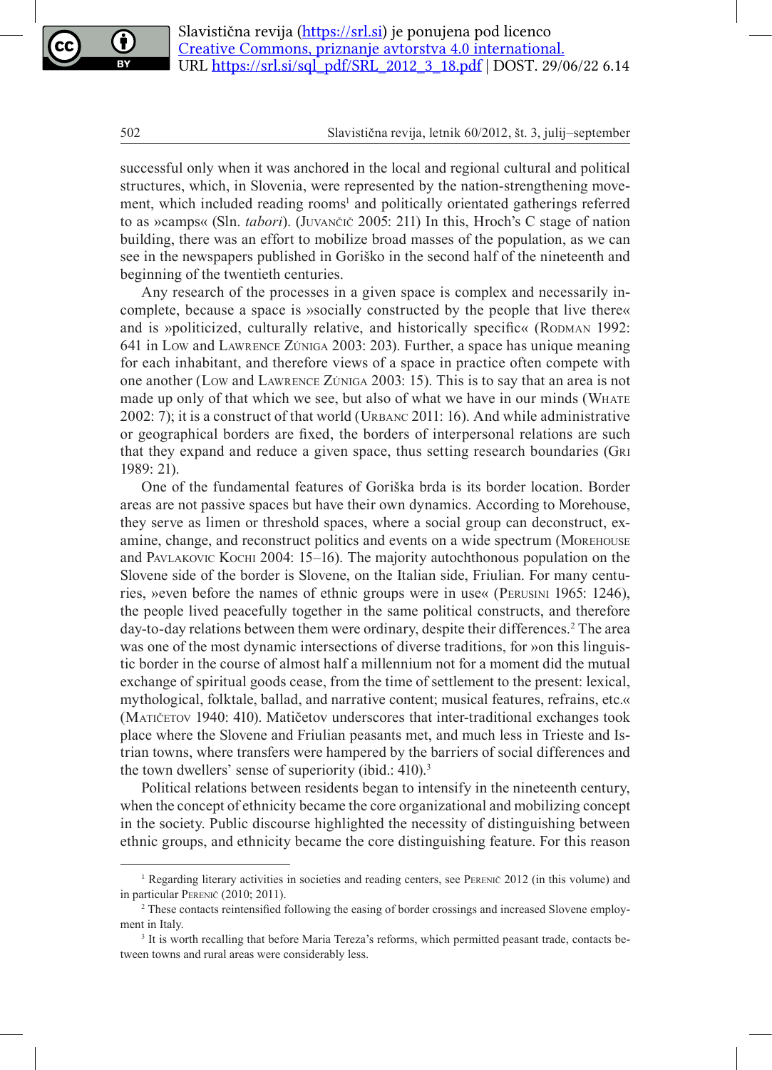successful only when it was anchored in the local and regional cultural and political structures, which, in Slovenia, were represented by the nation-strengthening movement, which included reading rooms[1] and politically orientated gatherings referred to as »camps« (Sln. *tabori*). (Juvančič 2005: 211) In this, Hroch's C stage of nation building, there was an effort to mobilize broad masses of the population, as we can see in the newspapers published in Goriško in the second half of the nineteenth and beginning of the twentieth centuries.

Any research of the processes in a given space is complex and necessarily incomplete, because a space is »socially constructed by the people that live there« and is »politicized, culturally relative, and historically specific« (Rodman 1992: 641 in Low and Lawrence Zúniga 2003: 203). Further, a space has unique meaning for each inhabitant, and therefore views of a space in practice often compete with one another (Low and Lawrence Zúniga 2003: 15). This is to say that an area is not made up only of that which we see, but also of what we have in our minds (Whate 2002: 7); it is a construct of that world (Urbanc 2011: 16). And while administrative or geographical borders are fixed, the borders of interpersonal relations are such that they expand and reduce a given space, thus setting research boundaries (Gri 1989: 21).

One of the fundamental features of Goriška brda is its border location. Border areas are not passive spaces but have their own dynamics. According to Morehouse, they serve as limen or threshold spaces, where a social group can deconstruct, examine, change, and reconstruct politics and events on a wide spectrum (Morehouse and Pavlakovic Kochi 2004: 15–16). The majority autochthonous population on the Slovene side of the border is Slovene, on the Italian side, Friulian. For many centuries, »even before the names of ethnic groups were in use« (Perusini 1965: 1246), the people lived peacefully together in the same political constructs, and therefore day-to-day relations between them were ordinary, despite their differences.[2] The area was one of the most dynamic intersections of diverse traditions, for »on this linguistic border in the course of almost half a millennium not for a moment did the mutual exchange of spiritual goods cease, from the time of settlement to the present: lexical, mythological, folktale, ballad, and narrative content; musical features, refrains, etc.« (Matičetov 1940: 410). Matičetov underscores that inter-traditional exchanges took place where the Slovene and Friulian peasants met, and much less in Trieste and Istrian towns, where transfers were hampered by the barriers of social differences and the town dwellers' sense of superiority (ibid.: 410).[3]

Political relations between residents began to intensify in the nineteenth century, when the concept of ethnicity became the core organizational and mobilizing concept in the society. Public discourse highlighted the necessity of distinguishing between ethnic groups, and ethnicity became the core distinguishing feature. For this reason

---

[1] Regarding literary activities in societies and reading centers, see Perenič 2012 (in this volume) and in particular Perenič (2010; 2011).

[2] These contacts reintensified following the easing of border crossings and increased Slovene employment in Italy.

[3] It is worth recalling that before Maria Tereza's reforms, which permitted peasant trade, contacts between towns and rural areas were considerably less.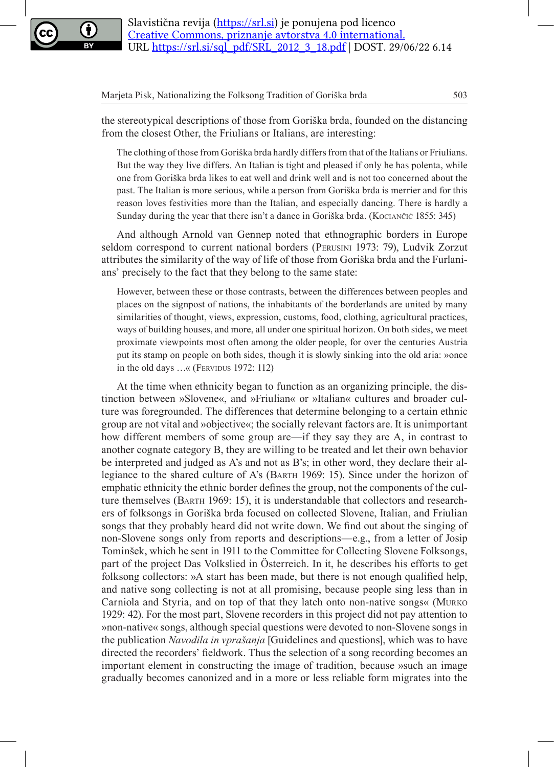the stereotypical descriptions of those from Goriška brda, founded on the distancing from the closest Other, the Friulians or Italians, are interesting:

> The clothing of those from Goriška brda hardly differs from that of the Italians or Friulians. But the way they live differs. An Italian is tight and pleased if only he has polenta, while one from Goriška brda likes to eat well and drink well and is not too concerned about the past. The Italian is more serious, while a person from Goriška brda is merrier and for this reason loves festivities more than the Italian, and especially dancing. There is hardly a Sunday during the year that there isn't a dance in Goriška brda. (Kociančić 1855: 345)

And although Arnold van Gennep noted that ethnographic borders in Europe seldom correspond to current national borders (Perusini 1973: 79), Ludvik Zorzut attributes the similarity of the way of life of those from Goriška brda and the Furlanians' precisely to the fact that they belong to the same state:

> However, between these or those contrasts, between the differences between peoples and places on the signpost of nations, the inhabitants of the borderlands are united by many similarities of thought, views, expression, customs, food, clothing, agricultural practices, ways of building houses, and more, all under one spiritual horizon. On both sides, we meet proximate viewpoints most often among the older people, for over the centuries Austria put its stamp on people on both sides, though it is slowly sinking into the old aria: »once in the old days …« (Fervidus 1972: 112)

At the time when ethnicity began to function as an organizing principle, the distinction between »Slovene«, and »Friulian« or »Italian« cultures and broader culture was foregrounded. The differences that determine belonging to a certain ethnic group are not vital and »objective«; the socially relevant factors are. It is unimportant how different members of some group are—if they say they are A, in contrast to another cognate category B, they are willing to be treated and let their own behavior be interpreted and judged as A's and not as B's; in other word, they declare their allegiance to the shared culture of A's (Barth 1969: 15). Since under the horizon of emphatic ethnicity the ethnic border defines the group, not the components of the culture themselves (Barth 1969: 15), it is understandable that collectors and researchers of folksongs in Goriška brda focused on collected Slovene, Italian, and Friulian songs that they probably heard did not write down. We find out about the singing of non-Slovene songs only from reports and descriptions—e.g., from a letter of Josip Tominšek, which he sent in 1911 to the Committee for Collecting Slovene Folksongs, part of the project Das Volkslied in Österreich. In it, he describes his efforts to get folksong collectors: »A start has been made, but there is not enough qualified help, and native song collecting is not at all promising, because people sing less than in Carniola and Styria, and on top of that they latch onto non-native songs« (Murko 1929: 42). For the most part, Slovene recorders in this project did not pay attention to »non-native« songs, although special questions were devoted to non-Slovene songs in the publication *Navodila in vprašanja* [Guidelines and questions], which was to have directed the recorders' fieldwork. Thus the selection of a song recording becomes an important element in constructing the image of tradition, because »such an image gradually becomes canonized and in a more or less reliable form migrates into the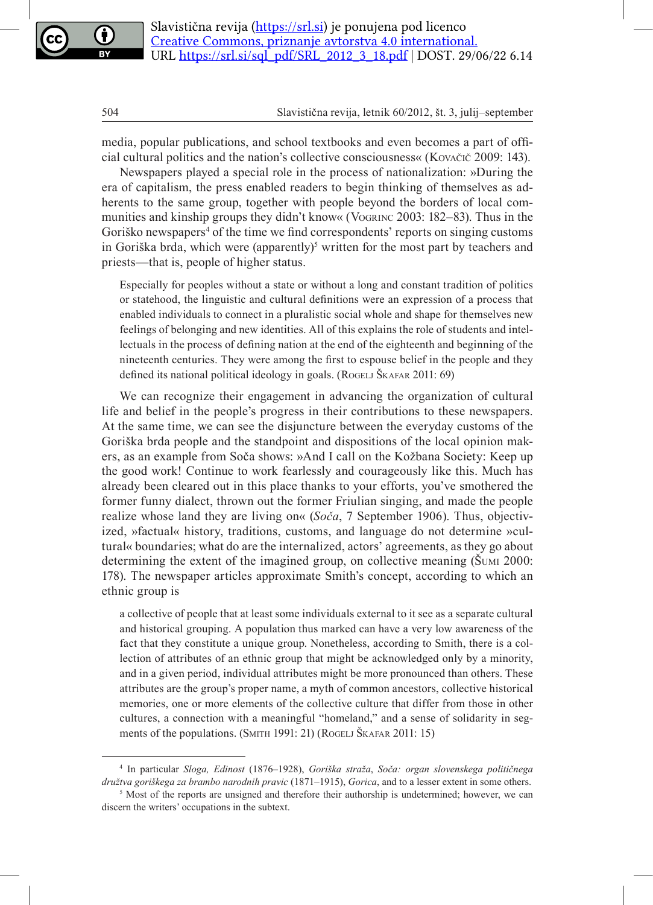media, popular publications, and school textbooks and even becomes a part of official cultural politics and the nation's collective consciousness« (Kovačič 2009: 143).

Newspapers played a special role in the process of nationalization: »During the era of capitalism, the press enabled readers to begin thinking of themselves as adherents to the same group, together with people beyond the borders of local communities and kinship groups they didn't know« (Vogrinc 2003: 182–83). Thus in the Goriško newspapers[4] of the time we find correspondents' reports on singing customs in Goriška brda, which were (apparently)[5] written for the most part by teachers and priests—that is, people of higher status.

> Especially for peoples without a state or without a long and constant tradition of politics or statehood, the linguistic and cultural definitions were an expression of a process that enabled individuals to connect in a pluralistic social whole and shape for themselves new feelings of belonging and new identities. All of this explains the role of students and intellectuals in the process of defining nation at the end of the eighteenth and beginning of the nineteenth centuries. They were among the first to espouse belief in the people and they defined its national political ideology in goals. (Rogelj Škafar 2011: 69)

We can recognize their engagement in advancing the organization of cultural life and belief in the people's progress in their contributions to these newspapers. At the same time, we can see the disjuncture between the everyday customs of the Goriška brda people and the standpoint and dispositions of the local opinion makers, as an example from Soča shows: »And I call on the Kožbana Society: Keep up the good work! Continue to work fearlessly and courageously like this. Much has already been cleared out in this place thanks to your efforts, you've smothered the former funny dialect, thrown out the former Friulian singing, and made the people realize whose land they are living on« (*Soča*, 7 September 1906). Thus, objectivized, »factual« history, traditions, customs, and language do not determine »cultural« boundaries; what do are the internalized, actors' agreements, as they go about determining the extent of the imagined group, on collective meaning (Šumi 2000: 178). The newspaper articles approximate Smith's concept, according to which an ethnic group is

> a collective of people that at least some individuals external to it see as a separate cultural and historical grouping. A population thus marked can have a very low awareness of the fact that they constitute a unique group. Nonetheless, according to Smith, there is a collection of attributes of an ethnic group that might be acknowledged only by a minority, and in a given period, individual attributes might be more pronounced than others. These attributes are the group's proper name, a myth of common ancestors, collective historical memories, one or more elements of the collective culture that differ from those in other cultures, a connection with a meaningful "homeland," and a sense of solidarity in segments of the populations. (Smith 1991: 21) (Rogelj Škafar 2011: 15)

---

[4] In particular *Sloga, Edinost* (1876–1928), *Goriška straža*, *Soča: organ slovenskega političnega družtva goriškega za brambo narodnih pravic* (1871–1915), *Gorica*, and to a lesser extent in some others.

[5] Most of the reports are unsigned and therefore their authorship is undetermined; however, we can discern the writers' occupations in the subtext.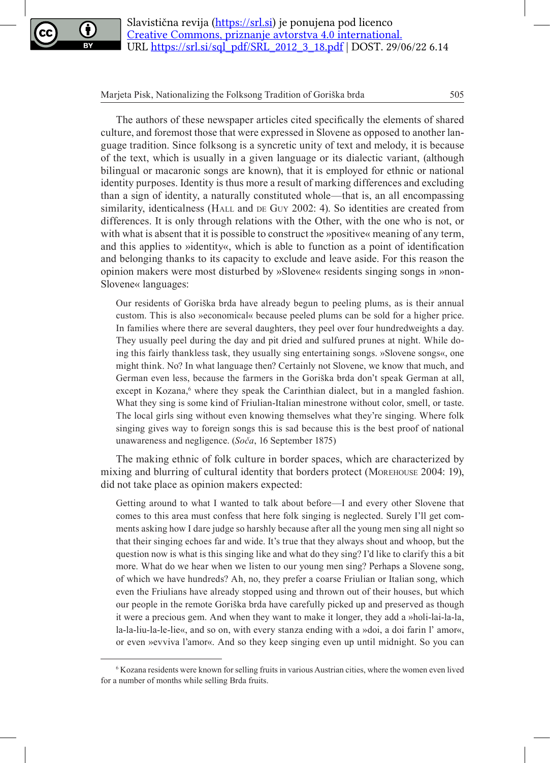The authors of these newspaper articles cited specifically the elements of shared culture, and foremost those that were expressed in Slovene as opposed to another language tradition. Since folksong is a syncretic unity of text and melody, it is because of the text, which is usually in a given language or its dialectic variant, (although bilingual or macaronic songs are known), that it is employed for ethnic or national identity purposes. Identity is thus more a result of marking differences and excluding than a sign of identity, a naturally constituted whole—that is, an all encompassing similarity, identicalness (Hall and de Guy 2002: 4). So identities are created from differences. It is only through relations with the Other, with the one who is not, or with what is absent that it is possible to construct the »positive« meaning of any term, and this applies to »identity«, which is able to function as a point of identification and belonging thanks to its capacity to exclude and leave aside. For this reason the opinion makers were most disturbed by »Slovene« residents singing songs in »non-Slovene« languages:

> Our residents of Goriška brda have already begun to peeling plums, as is their annual custom. This is also »economical« because peeled plums can be sold for a higher price. In families where there are several daughters, they peel over four hundredweights a day. They usually peel during the day and pit dried and sulfured prunes at night. While doing this fairly thankless task, they usually sing entertaining songs. »Slovene songs«, one might think. No? In what language then? Certainly not Slovene, we know that much, and German even less, because the farmers in the Goriška brda don't speak German at all, except in Kozana,[6] where they speak the Carinthian dialect, but in a mangled fashion. What they sing is some kind of Friulian-Italian minestrone without color, smell, or taste. The local girls sing without even knowing themselves what they're singing. Where folk singing gives way to foreign songs this is sad because this is the best proof of national unawareness and negligence. (*Soča*, 16 September 1875)

The making ethnic of folk culture in border spaces, which are characterized by mixing and blurring of cultural identity that borders protect (Morehouse 2004: 19), did not take place as opinion makers expected:

> Getting around to what I wanted to talk about before—I and every other Slovene that comes to this area must confess that here folk singing is neglected. Surely I'll get comments asking how I dare judge so harshly because after all the young men sing all night so that their singing echoes far and wide. It's true that they always shout and whoop, but the question now is what is this singing like and what do they sing? I'd like to clarify this a bit more. What do we hear when we listen to our young men sing? Perhaps a Slovene song, of which we have hundreds? Ah, no, they prefer a coarse Friulian or Italian song, which even the Friulians have already stopped using and thrown out of their houses, but which our people in the remote Goriška brda have carefully picked up and preserved as though it were a precious gem. And when they want to make it longer, they add a »holi-lai-la-la, la-la-liu-la-le-lie«, and so on, with every stanza ending with a »doi, a doi farin l' amor«, or even »evviva l'amor«. And so they keep singing even up until midnight. So you can

[6] Kozana residents were known for selling fruits in various Austrian cities, where the women even lived for a number of months while selling Brda fruits.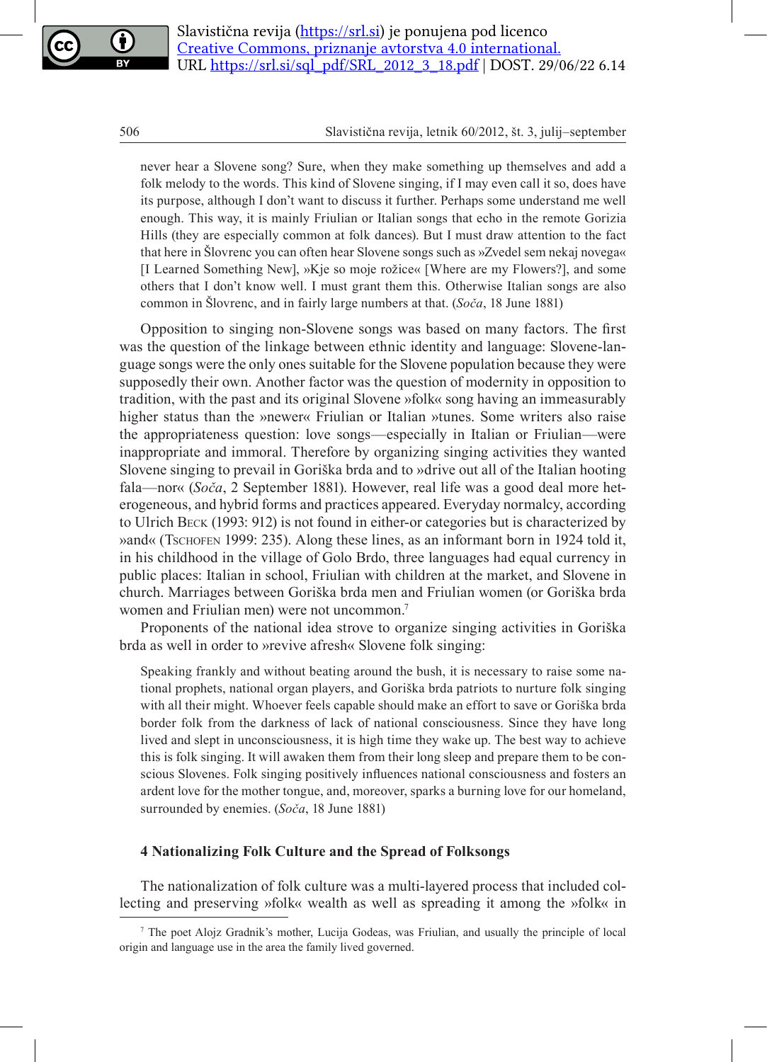> never hear a Slovene song? Sure, when they make something up themselves and add a folk melody to the words. This kind of Slovene singing, if I may even call it so, does have its purpose, although I don't want to discuss it further. Perhaps some understand me well enough. This way, it is mainly Friulian or Italian songs that echo in the remote Gorizia Hills (they are especially common at folk dances). But I must draw attention to the fact that here in Šlovrenc you can often hear Slovene songs such as »Zvedel sem nekaj novega« [I Learned Something New], »Kje so moje rožice« [Where are my Flowers?], and some others that I don't know well. I must grant them this. Otherwise Italian songs are also common in Šlovrenc, and in fairly large numbers at that. (*Soča*, 18 June 1881)

Opposition to singing non-Slovene songs was based on many factors. The first was the question of the linkage between ethnic identity and language: Slovene-language songs were the only ones suitable for the Slovene population because they were supposedly their own. Another factor was the question of modernity in opposition to tradition, with the past and its original Slovene »folk« song having an immeasurably higher status than the »newer« Friulian or Italian »tunes. Some writers also raise the appropriateness question: love songs—especially in Italian or Friulian—were inappropriate and immoral. Therefore by organizing singing activities they wanted Slovene singing to prevail in Goriška brda and to »drive out all of the Italian hooting fala—nor« (*Soča*, 2 September 1881). However, real life was a good deal more heterogeneous, and hybrid forms and practices appeared. Everyday normalcy, according to Ulrich Beck (1993: 912) is not found in either-or categories but is characterized by »and« (Tschofen 1999: 235). Along these lines, as an informant born in 1924 told it, in his childhood in the village of Golo Brdo, three languages had equal currency in public places: Italian in school, Friulian with children at the market, and Slovene in church. Marriages between Goriška brda men and Friulian women (or Goriška brda women and Friulian men) were not uncommon.[7]

Proponents of the national idea strove to organize singing activities in Goriška brda as well in order to »revive afresh« Slovene folk singing:

> Speaking frankly and without beating around the bush, it is necessary to raise some national prophets, national organ players, and Goriška brda patriots to nurture folk singing with all their might. Whoever feels capable should make an effort to save or Goriška brda border folk from the darkness of lack of national consciousness. Since they have long lived and slept in unconsciousness, it is high time they wake up. The best way to achieve this is folk singing. It will awaken them from their long sleep and prepare them to be conscious Slovenes. Folk singing positively influences national consciousness and fosters an ardent love for the mother tongue, and, moreover, sparks a burning love for our homeland, surrounded by enemies. (*Soča*, 18 June 1881)

## 4 Nationalizing Folk Culture and the Spread of Folksongs

The nationalization of folk culture was a multi-layered process that included collecting and preserving »folk« wealth as well as spreading it among the »folk« in

[7] The poet Alojz Gradnik's mother, Lucija Godeas, was Friulian, and usually the principle of local origin and language use in the area the family lived governed.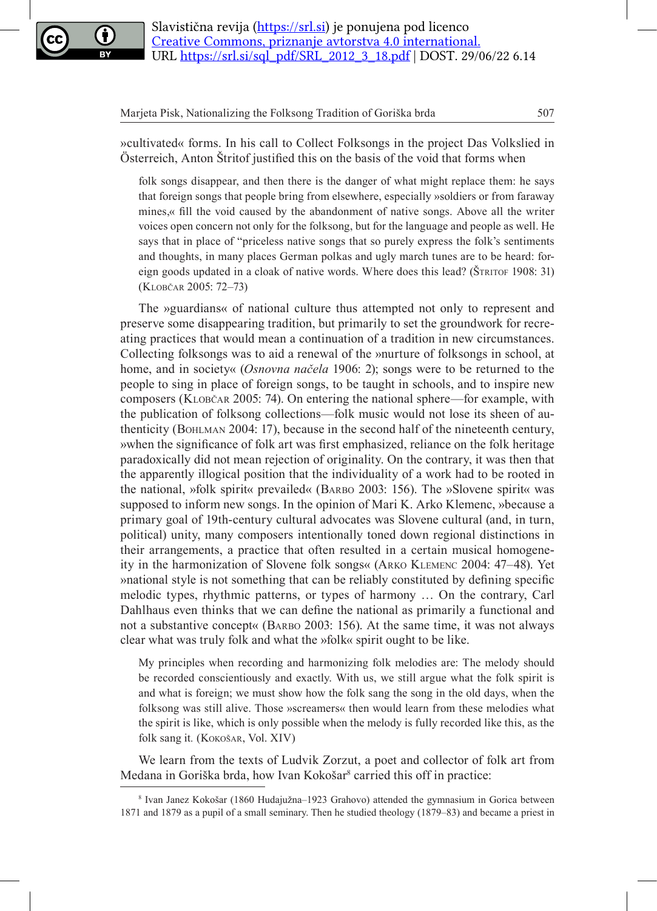»cultivated« forms. In his call to Collect Folksongs in the project Das Volkslied in Österreich, Anton Štritof justified this on the basis of the void that forms when

> folk songs disappear, and then there is the danger of what might replace them: he says that foreign songs that people bring from elsewhere, especially »soldiers or from faraway mines,« fill the void caused by the abandonment of native songs. Above all the writer voices open concern not only for the folksong, but for the language and people as well. He says that in place of "priceless native songs that so purely express the folk's sentiments and thoughts, in many places German polkas and ugly march tunes are to be heard: foreign goods updated in a cloak of native words. Where does this lead? (Štritof 1908: 31) (Klobčar 2005: 72–73)

The »guardians« of national culture thus attempted not only to represent and preserve some disappearing tradition, but primarily to set the groundwork for recreating practices that would mean a continuation of a tradition in new circumstances. Collecting folksongs was to aid a renewal of the »nurture of folksongs in school, at home, and in society« (*Osnovna načela* 1906: 2); songs were to be returned to the people to sing in place of foreign songs, to be taught in schools, and to inspire new composers (Klobčar 2005: 74). On entering the national sphere—for example, with the publication of folksong collections—folk music would not lose its sheen of authenticity (Bohlman 2004: 17), because in the second half of the nineteenth century, »when the significance of folk art was first emphasized, reliance on the folk heritage paradoxically did not mean rejection of originality. On the contrary, it was then that the apparently illogical position that the individuality of a work had to be rooted in the national, »folk spirit« prevailed« (Barbo 2003: 156). The »Slovene spirit« was supposed to inform new songs. In the opinion of Mari K. Arko Klemenc, »because a primary goal of 19th-century cultural advocates was Slovene cultural (and, in turn, political) unity, many composers intentionally toned down regional distinctions in their arrangements, a practice that often resulted in a certain musical homogeneity in the harmonization of Slovene folk songs« (Arko Klemenc 2004: 47–48). Yet »national style is not something that can be reliably constituted by defining specific melodic types, rhythmic patterns, or types of harmony … On the contrary, Carl Dahlhaus even thinks that we can define the national as primarily a functional and not a substantive concept« (Barbo 2003: 156). At the same time, it was not always clear what was truly folk and what the »folk« spirit ought to be like.

> My principles when recording and harmonizing folk melodies are: The melody should be recorded conscientiously and exactly. With us, we still argue what the folk spirit is and what is foreign; we must show how the folk sang the song in the old days, when the folksong was still alive. Those »screamers« then would learn from these melodies what the spirit is like, which is only possible when the melody is fully recorded like this, as the folk sang it. (Kokošar, Vol. XIV)

We learn from the texts of Ludvik Zorzut, a poet and collector of folk art from Medana in Goriška brda, how Ivan Kokošar[8] carried this off in practice:

[8] Ivan Janez Kokošar (1860 Hudajužna–1923 Grahovo) attended the gymnasium in Gorica between 1871 and 1879 as a pupil of a small seminary. Then he studied theology (1879–83) and became a priest in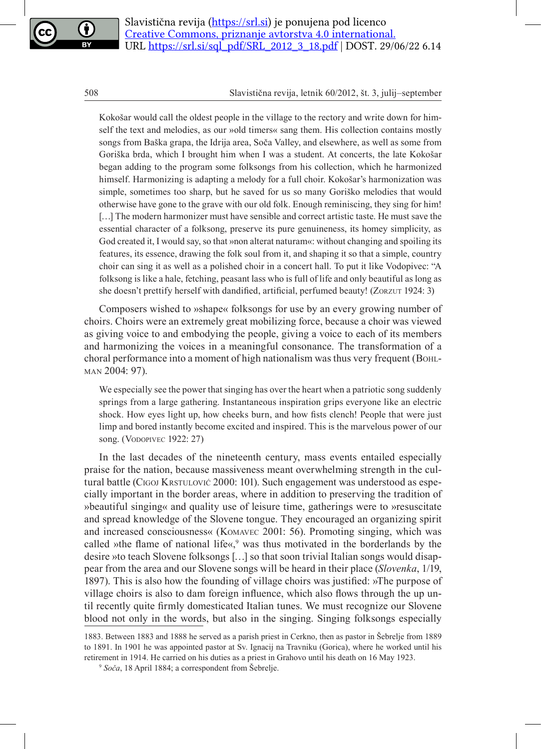Kokošar would call the oldest people in the village to the rectory and write down for himself the text and melodies, as our »old timers« sang them. His collection contains mostly songs from Baška grapa, the Idrija area, Soča Valley, and elsewhere, as well as some from Goriška brda, which I brought him when I was a student. At concerts, the late Kokošar began adding to the program some folksongs from his collection, which he harmonized himself. Harmonizing is adapting a melody for a full choir. Kokošar's harmonization was simple, sometimes too sharp, but he saved for us so many Goriško melodies that would otherwise have gone to the grave with our old folk. Enough reminiscing, they sing for him! […] The modern harmonizer must have sensible and correct artistic taste. He must save the essential character of a folksong, preserve its pure genuineness, its homey simplicity, as God created it, I would say, so that »non alterat naturam«: without changing and spoiling its features, its essence, drawing the folk soul from it, and shaping it so that a simple, country choir can sing it as well as a polished choir in a concert hall. To put it like Vodopivec: "A folksong is like a hale, fetching, peasant lass who is full of life and only beautiful as long as she doesn't prettify herself with dandified, artificial, perfumed beauty! (Zorzut 1924: 3)

Composers wished to »shape« folksongs for use by an every growing number of choirs. Choirs were an extremely great mobilizing force, because a choir was viewed as giving voice to and embodying the people, giving a voice to each of its members and harmonizing the voices in a meaningful consonance. The transformation of a choral performance into a moment of high nationalism was thus very frequent (Bohlman 2004: 97).

We especially see the power that singing has over the heart when a patriotic song suddenly springs from a large gathering. Instantaneous inspiration grips everyone like an electric shock. How eyes light up, how cheeks burn, and how fists clench! People that were just limp and bored instantly become excited and inspired. This is the marvelous power of our song. (Vodopivec 1922: 27)

In the last decades of the nineteenth century, mass events entailed especially praise for the nation, because massiveness meant overwhelming strength in the cultural battle (Cigoj Krstulović 2000: 101). Such engagement was understood as especially important in the border areas, where in addition to preserving the tradition of »beautiful singing« and quality use of leisure time, gatherings were to »resuscitate and spread knowledge of the Slovene tongue. They encouraged an organizing spirit and increased consciousness« (Komavec 2001: 56). Promoting singing, which was called »the flame of national life«,[9] was thus motivated in the borderlands by the desire »to teach Slovene folksongs […] so that soon trivial Italian songs would disappear from the area and our Slovene songs will be heard in their place (*Slovenka*, 1/19, 1897). This is also how the founding of village choirs was justified: »The purpose of village choirs is also to dam foreign influence, which also flows through the up until recently quite firmly domesticated Italian tunes. We must recognize our Slovene blood not only in the words, but also in the singing. Singing folksongs especially

1883. Between 1883 and 1888 he served as a parish priest in Cerkno, then as pastor in Šebrelje from 1889 to 1891. In 1901 he was appointed pastor at Sv. Ignacij na Travniku (Gorica), where he worked until his retirement in 1914. He carried on his duties as a priest in Grahovo until his death on 16 May 1923.

[9] *Soča*, 18 April 1884; a correspondent from Šebrelje.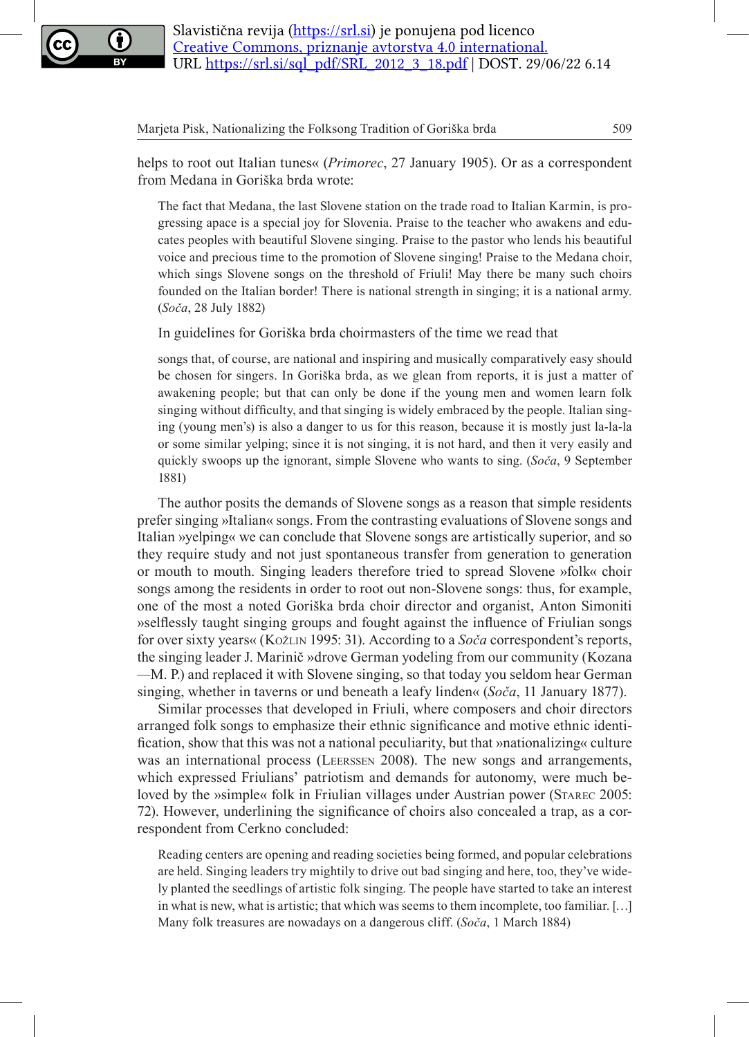helps to root out Italian tunes« (*Primorec*, 27 January 1905). Or as a correspondent from Medana in Goriška brda wrote:

> The fact that Medana, the last Slovene station on the trade road to Italian Karmin, is progressing apace is a special joy for Slovenia. Praise to the teacher who awakens and educates peoples with beautiful Slovene singing. Praise to the pastor who lends his beautiful voice and precious time to the promotion of Slovene singing! Praise to the Medana choir, which sings Slovene songs on the threshold of Friuli! May there be many such choirs founded on the Italian border! There is national strength in singing; it is a national army. (*Soča*, 28 July 1882)

In guidelines for Goriška brda choirmasters of the time we read that

> songs that, of course, are national and inspiring and musically comparatively easy should be chosen for singers. In Goriška brda, as we glean from reports, it is just a matter of awakening people; but that can only be done if the young men and women learn folk singing without difficulty, and that singing is widely embraced by the people. Italian singing (young men's) is also a danger to us for this reason, because it is mostly just la-la-la or some similar yelping; since it is not singing, it is not hard, and then it very easily and quickly swoops up the ignorant, simple Slovene who wants to sing. (*Soča*, 9 September 1881)

The author posits the demands of Slovene songs as a reason that simple residents prefer singing »Italian« songs. From the contrasting evaluations of Slovene songs and Italian »yelping« we can conclude that Slovene songs are artistically superior, and so they require study and not just spontaneous transfer from generation to generation or mouth to mouth. Singing leaders therefore tried to spread Slovene »folk« choir songs among the residents in order to root out non-Slovene songs: thus, for example, one of the most a noted Goriška brda choir director and organist, Anton Simoniti »selflessly taught singing groups and fought against the influence of Friulian songs for over sixty years« (Kožlin 1995: 31). According to a *Soča* correspondent's reports, the singing leader J. Marinič »drove German yodeling from our community (Kozana —M. P.) and replaced it with Slovene singing, so that today you seldom hear German singing, whether in taverns or und beneath a leafy linden« (*Soča*, 11 January 1877).

Similar processes that developed in Friuli, where composers and choir directors arranged folk songs to emphasize their ethnic significance and motive ethnic identification, show that this was not a national peculiarity, but that »nationalizing« culture was an international process (Leerssen 2008). The new songs and arrangements, which expressed Friulians' patriotism and demands for autonomy, were much beloved by the »simple« folk in Friulian villages under Austrian power (Starec 2005: 72). However, underlining the significance of choirs also concealed a trap, as a correspondent from Cerkno concluded:

> Reading centers are opening and reading societies being formed, and popular celebrations are held. Singing leaders try mightily to drive out bad singing and here, too, they've widely planted the seedlings of artistic folk singing. The people have started to take an interest in what is new, what is artistic; that which was seems to them incomplete, too familiar. […] Many folk treasures are nowadays on a dangerous cliff. (*Soča*, 1 March 1884)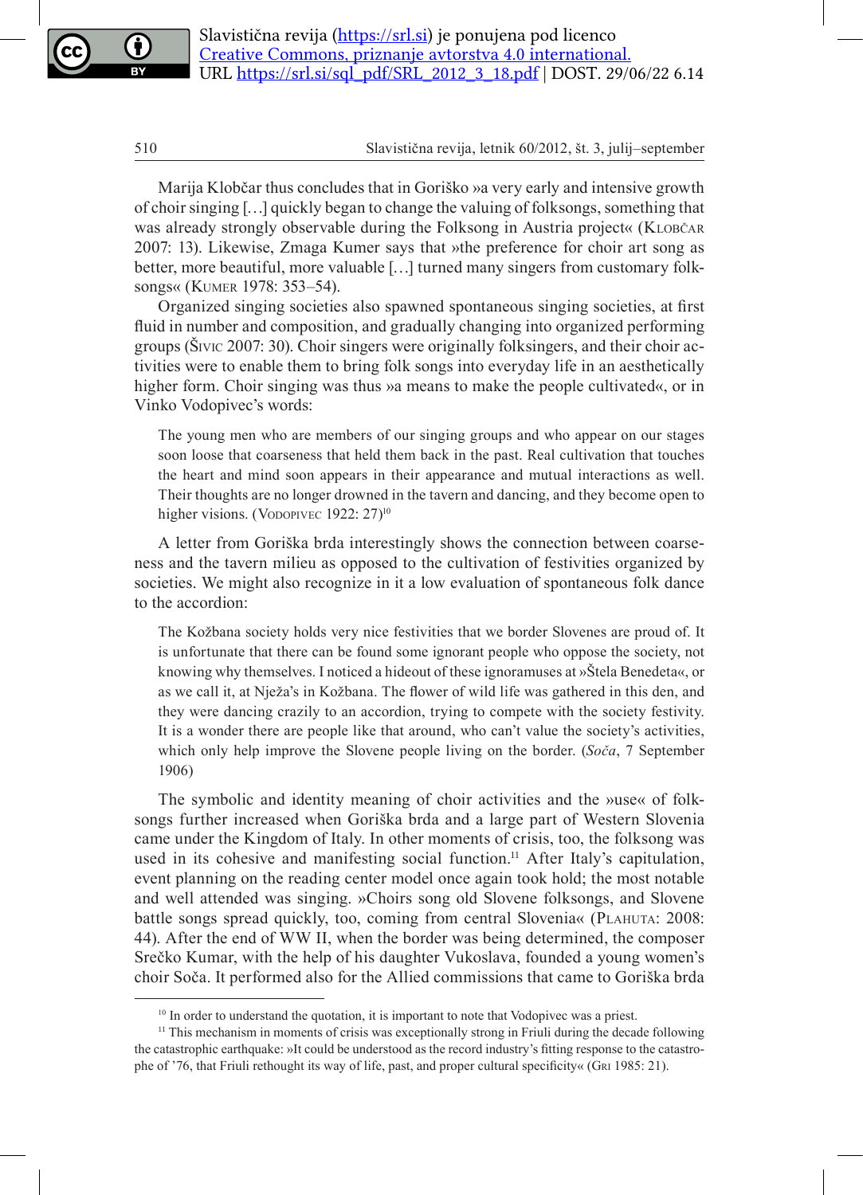Marija Klobčar thus concludes that in Goriško »a very early and intensive growth of choir singing […] quickly began to change the valuing of folksongs, something that was already strongly observable during the Folksong in Austria project« (Klobčar 2007: 13). Likewise, Zmaga Kumer says that »the preference for choir art song as better, more beautiful, more valuable […] turned many singers from customary folksongs« (Kumer 1978: 353–54).

Organized singing societies also spawned spontaneous singing societies, at first fluid in number and composition, and gradually changing into organized performing groups (Šivic 2007: 30). Choir singers were originally folksingers, and their choir activities were to enable them to bring folk songs into everyday life in an aesthetically higher form. Choir singing was thus »a means to make the people cultivated«, or in Vinko Vodopivec's words:

> The young men who are members of our singing groups and who appear on our stages soon loose that coarseness that held them back in the past. Real cultivation that touches the heart and mind soon appears in their appearance and mutual interactions as well. Their thoughts are no longer drowned in the tavern and dancing, and they become open to higher visions. (Vodopivec 1922: 27)[10]

A letter from Goriška brda interestingly shows the connection between coarseness and the tavern milieu as opposed to the cultivation of festivities organized by societies. We might also recognize in it a low evaluation of spontaneous folk dance to the accordion:

> The Kožbana society holds very nice festivities that we border Slovenes are proud of. It is unfortunate that there can be found some ignorant people who oppose the society, not knowing why themselves. I noticed a hideout of these ignoramuses at »Štela Benedeta«, or as we call it, at Nježa's in Kožbana. The flower of wild life was gathered in this den, and they were dancing crazily to an accordion, trying to compete with the society festivity. It is a wonder there are people like that around, who can't value the society's activities, which only help improve the Slovene people living on the border. (*Soča*, 7 September 1906)

The symbolic and identity meaning of choir activities and the »use« of folksongs further increased when Goriška brda and a large part of Western Slovenia came under the Kingdom of Italy. In other moments of crisis, too, the folksong was used in its cohesive and manifesting social function.[11] After Italy's capitulation, event planning on the reading center model once again took hold; the most notable and well attended was singing. »Choirs sung old Slovene folksongs, and Slovene battle songs spread quickly, too, coming from central Slovenia« (Plahuta: 2008: 44). After the end of WW II, when the border was being determined, the composer Srečko Kumar, with the help of his daughter Vukoslava, founded a young women's choir Soča. It performed also for the Allied commissions that came to Goriška brda

---

[10] In order to understand the quotation, it is important to note that Vodopivec was a priest.

[11] This mechanism in moments of crisis was exceptionally strong in Friuli during the decade following the catastrophic earthquake: »It could be understood as the record industry's fitting response to the catastrophe of '76, that Friuli rethought its way of life, past, and proper cultural specificity« (Gri 1985: 21).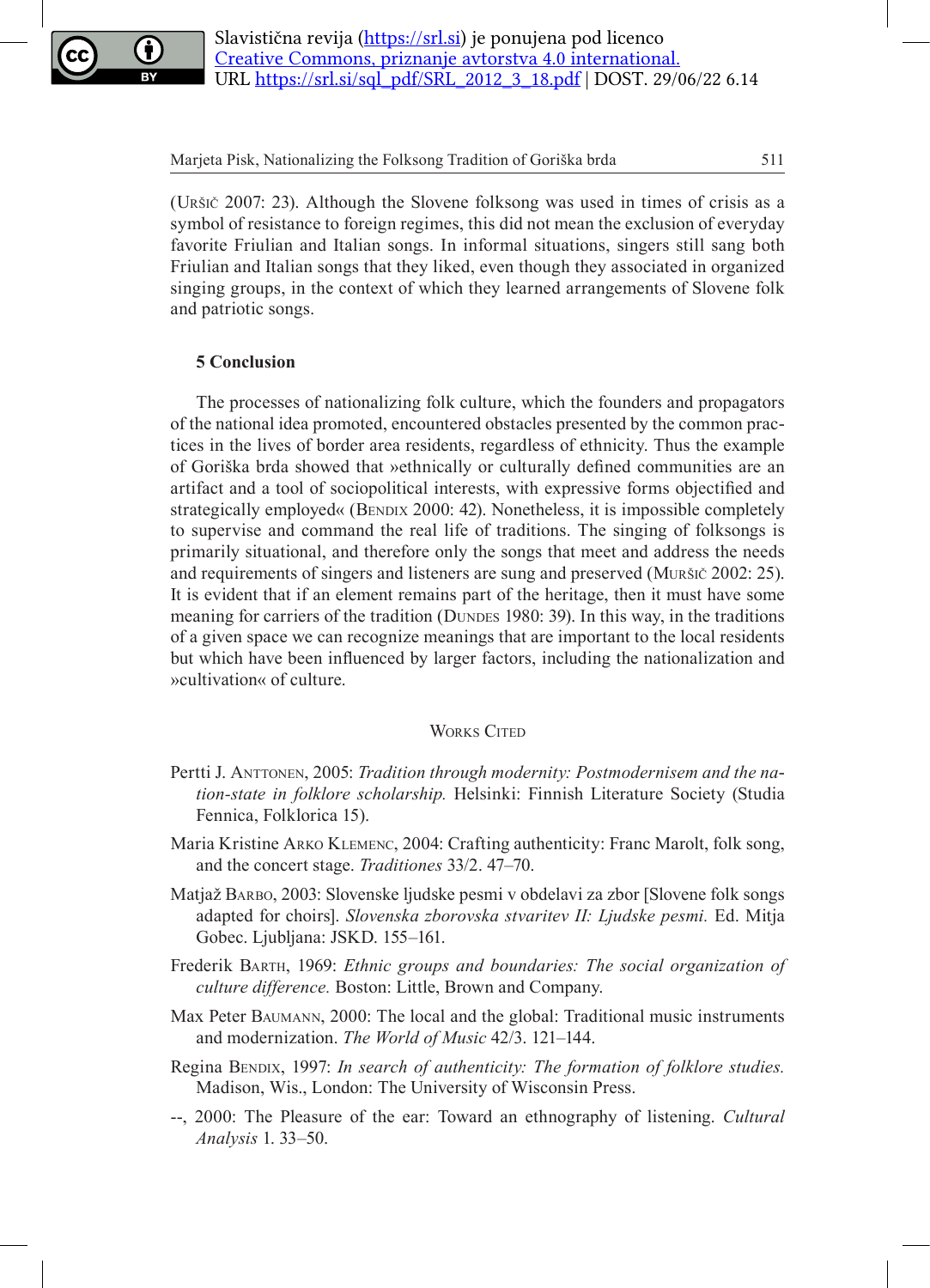(Uršič 2007: 23). Although the Slovene folksong was used in times of crisis as a symbol of resistance to foreign regimes, this did not mean the exclusion of everyday favorite Friulian and Italian songs. In informal situations, singers still sang both Friulian and Italian songs that they liked, even though they associated in organized singing groups, in the context of which they learned arrangements of Slovene folk and patriotic songs.

## 5 Conclusion

The processes of nationalizing folk culture, which the founders and propagators of the national idea promoted, encountered obstacles presented by the common practices in the lives of border area residents, regardless of ethnicity. Thus the example of Goriška brda showed that »ethnically or culturally defined communities are an artifact and a tool of sociopolitical interests, with expressive forms objectified and strategically employed« (Bendix 2000: 42). Nonetheless, it is impossible completely to supervise and command the real life of traditions. The singing of folksongs is primarily situational, and therefore only the songs that meet and address the needs and requirements of singers and listeners are sung and preserved (Muršič 2002: 25). It is evident that if an element remains part of the heritage, then it must have some meaning for carriers of the tradition (Dundes 1980: 39). In this way, in the traditions of a given space we can recognize meanings that are important to the local residents but which have been influenced by larger factors, including the nationalization and »cultivation« of culture.

## Works Cited

Pertti J. Anttonen, 2005: *Tradition through modernity: Postmodernisem and the nation-state in folklore scholarship.* Helsinki: Finnish Literature Society (Studia Fennica, Folklorica 15).

Maria Kristine Arko Klemenc, 2004: Crafting authenticity: Franc Marolt, folk song, and the concert stage. *Traditiones* 33/2. 47–70.

Matjaž Barbo, 2003: Slovenske ljudske pesmi v obdelavi za zbor [Slovene folk songs adapted for choirs]. *Slovenska zborovska stvaritev II: Ljudske pesmi.* Ed. Mitja Gobec. Ljubljana: JSKD. 155–161.

Frederik Barth, 1969: *Ethnic groups and boundaries: The social organization of culture difference.* Boston: Little, Brown and Company.

Max Peter Baumann, 2000: The local and the global: Traditional music instruments and modernization. *The World of Music* 42/3. 121–144.

Regina Bendix, 1997: *In search of authenticity: The formation of folklore studies.* Madison, Wis., London: The University of Wisconsin Press.

--, 2000: The Pleasure of the ear: Toward an ethnography of listening. *Cultural Analysis* 1. 33–50.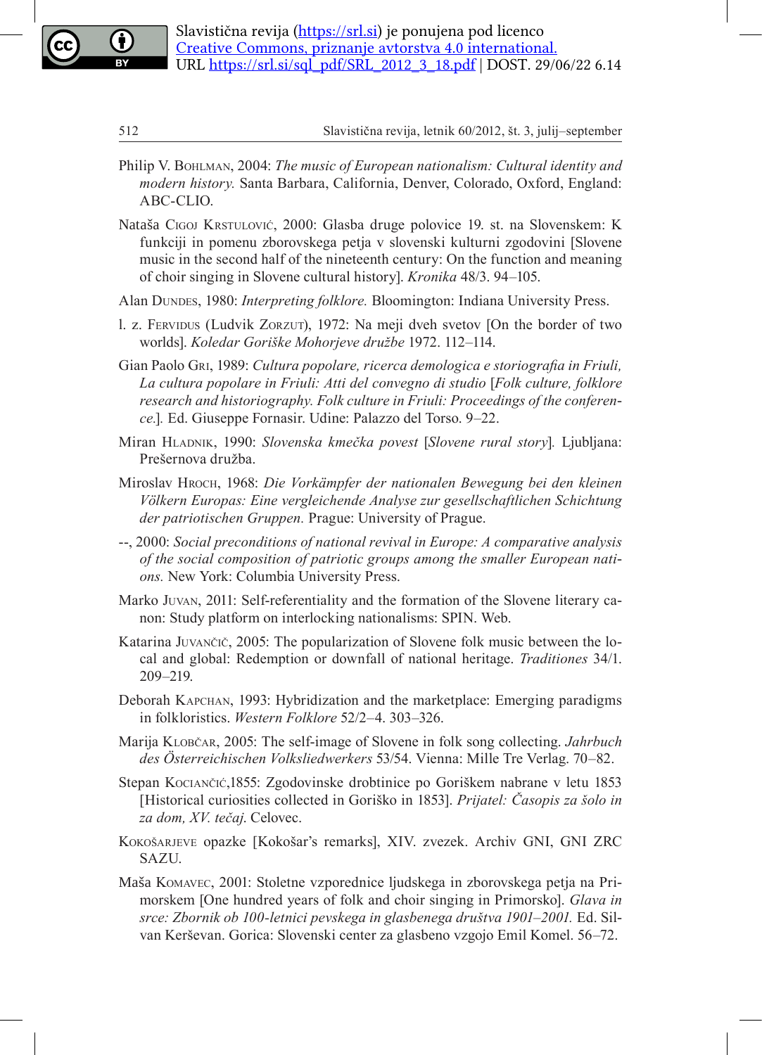Philip V. Bohlman, 2004: *The music of European nationalism: Cultural identity and modern history.* Santa Barbara, California, Denver, Colorado, Oxford, England: ABC-CLIO.

Nataša Cigoj Krstulović, 2000: Glasba druge polovice 19. st. na Slovenskem: K funkciji in pomenu zborovskega petja v slovenski kulturni zgodovini [Slovene music in the second half of the nineteenth century: On the function and meaning of choir singing in Slovene cultural history]. *Kronika* 48/3. 94–105.

Alan Dundes, 1980: *Interpreting folklore.* Bloomington: Indiana University Press.

l. z. Fervidus (Ludvik Zorzut), 1972: Na meji dveh svetov [On the border of two worlds]. *Koledar Goriške Mohorjeve družbe* 1972. 112–114.

Gian Paolo Gri, 1989: *Cultura popolare, ricerca demologica e storiografia in Friuli, La cultura popolare in Friuli: Atti del convegno di studio* [*Folk culture, folklore research and historiography. Folk culture in Friuli: Proceedings of the conference.*]. Ed. Giuseppe Fornasir. Udine: Palazzo del Torso. 9–22.

Miran Hladnik, 1990: *Slovenska kmečka povest* [*Slovene rural story*]. Ljubljana: Prešernova družba.

Miroslav Hroch, 1968: *Die Vorkämpfer der nationalen Bewegung bei den kleinen Völkern Europas: Eine vergleichende Analyse zur gesellschaftlichen Schichtung der patriotischen Gruppen.* Prague: University of Prague.

--, 2000: *Social preconditions of national revival in Europe: A comparative analysis of the social composition of patriotic groups among the smaller European nations.* New York: Columbia University Press.

Marko Juvan, 2011: Self-referentiality and the formation of the Slovene literary canon: Study platform on interlocking nationalisms: SPIN. Web.

Katarina Juvančič, 2005: The popularization of Slovene folk music between the local and global: Redemption or downfall of national heritage. *Traditiones* 34/1. 209–219.

Deborah Kapchan, 1993: Hybridization and the marketplace: Emerging paradigms in folkloristics. *Western Folklore* 52/2–4. 303–326.

Marija Klobčar, 2005: The self-image of Slovene in folk song collecting. *Jahrbuch des Österreichischen Volksliedwerkers* 53/54. Vienna: Mille Tre Verlag. 70–82.

Stepan Kociančić,1855: Zgodovinske drobtinice po Goriškem nabrane v letu 1853 [Historical curiosities collected in Goriško in 1853]. *Prijatel: Časopis za šolo in za dom, XV. tečaj.* Celovec.

Kokošarjeve opazke [Kokošar's remarks], XIV. zvezek. Archiv GNI, GNI ZRC SAZU.

Maša Komavec, 2001: Stoletne vzporednice ljudskega in zborovskega petja na Primorskem [One hundred years of folk and choir singing in Primorsko]. *Glava in srce: Zbornik ob 100-letnici pevskega in glasbenega društva 1901–2001.* Ed. Silvan Kerševan. Gorica: Slovenski center za glasbeno vzgojo Emil Komel. 56–72.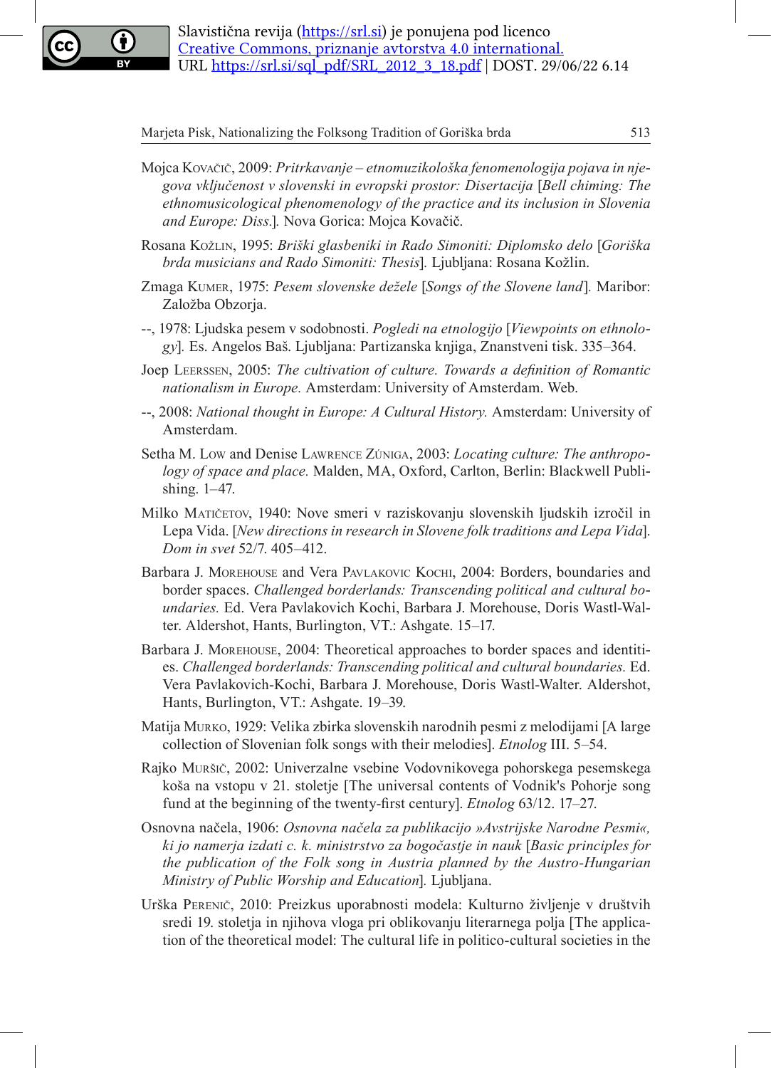Mojca Kovačič, 2009: *Pritrkavanje – etnomuzikološka fenomenologija pojava in njegova vključenost v slovenski in evropski prostor: Disertacija* [*Bell chiming: The ethnomusicological phenomenology of the practice and its inclusion in Slovenia and Europe: Diss.*]. Nova Gorica: Mojca Kovačič.

Rosana Kožlin, 1995: *Briški glasbeniki in Rado Simoniti: Diplomsko delo* [*Goriška brda musicians and Rado Simoniti: Thesis*]. Ljubljana: Rosana Kožlin.

Zmaga Kumer, 1975: *Pesem slovenske dežele* [*Songs of the Slovene land*]. Maribor: Založba Obzorja.

--, 1978: Ljudska pesem v sodobnosti. *Pogledi na etnologijo* [*Viewpoints on ethnology*]. Es. Angelos Baš. Ljubljana: Partizanska knjiga, Znanstveni tisk. 335–364.

Joep Leerssen, 2005: *The cultivation of culture. Towards a definition of Romantic nationalism in Europe.* Amsterdam: University of Amsterdam. Web.

--, 2008: *National thought in Europe: A Cultural History.* Amsterdam: University of Amsterdam.

Setha M. Low and Denise Lawrence Zúniga, 2003: *Locating culture: The anthropology of space and place.* Malden, MA, Oxford, Carlton, Berlin: Blackwell Publishing. 1–47.

Milko Matičetov, 1940: Nove smeri v raziskovanju slovenskih ljudskih izročil in Lepa Vida. [*New directions in research in Slovene folk traditions and Lepa Vida*]. *Dom in svet* 52/7. 405–412.

Barbara J. Morehouse and Vera Pavlakovic Kochi, 2004: Borders, boundaries and border spaces. *Challenged borderlands: Transcending political and cultural boundaries.* Ed. Vera Pavlakovich Kochi, Barbara J. Morehouse, Doris Wastl-Walter. Aldershot, Hants, Burlington, VT.: Ashgate. 15–17.

Barbara J. Morehouse, 2004: Theoretical approaches to border spaces and identities. *Challenged borderlands: Transcending political and cultural boundaries.* Ed. Vera Pavlakovich-Kochi, Barbara J. Morehouse, Doris Wastl-Walter. Aldershot, Hants, Burlington, VT.: Ashgate. 19–39.

Matija Murko, 1929: Velika zbirka slovenskih narodnih pesmi z melodijami [A large collection of Slovenian folk songs with their melodies]. *Etnolog* III. 5–54.

Rajko Muršič, 2002: Univerzalne vsebine Vodovnikovega pohorskega pesemskega koša na vstopu v 21. stoletje [The universal contents of Vodnik's Pohorje song fund at the beginning of the twenty-first century]. *Etnolog* 63/12. 17–27.

Osnovna načela, 1906: *Osnovna načela za publikacijo »Avstrijske Narodne Pesmi«, ki jo namerja izdati c. k. ministrstvo za bogočastje in nauk* [*Basic principles for the publication of the Folk song in Austria planned by the Austro-Hungarian Ministry of Public Worship and Education*]. Ljubljana.

Urška Perenič, 2010: Preizkus uporabnosti modela: Kulturno življenje v društvih sredi 19. stoletja in njihova vloga pri oblikovanju literarnega polja [The application of the theoretical model: The cultural life in politico-cultural societies in the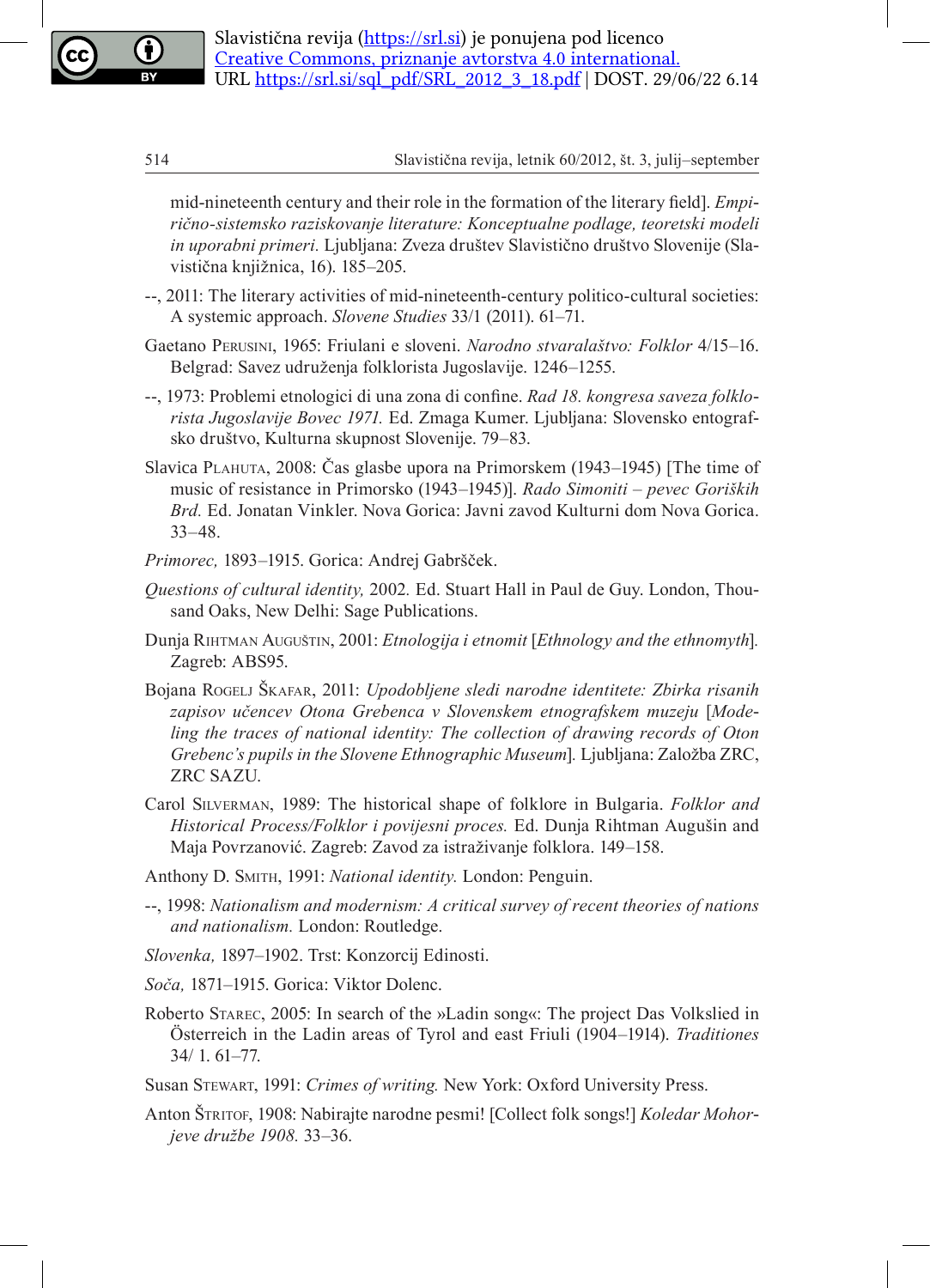mid-nineteenth century and their role in the formation of the literary field]. *Empirično-sistemsko raziskovanje literature: Konceptualne podlage, teoretski modeli in uporabni primeri.* Ljubljana: Zveza društev Slavistično društvo Slovenije (Slavistična knjižnica, 16). 185–205.

--, 2011: The literary activities of mid-nineteenth-century politico-cultural societies: A systemic approach. *Slovene Studies* 33/1 (2011). 61–71.

Gaetano Perusini, 1965: Friulani e sloveni. *Narodno stvaralaštvo: Folklor* 4/15–16. Belgrad: Savez udruženja folklorista Jugoslavije. 1246–1255.

--, 1973: Problemi etnologici di una zona di confine. *Rad 18. kongresa saveza folklorista Jugoslavije Bovec 1971.* Ed. Zmaga Kumer. Ljubljana: Slovensko entografsko društvo, Kulturna skupnost Slovenije. 79–83.

Slavica Plahuta, 2008: Čas glasbe upora na Primorskem (1943–1945) [The time of music of resistance in Primorsko (1943–1945)]. *Rado Simoniti – pevec Goriških Brd.* Ed. Jonatan Vinkler. Nova Gorica: Javni zavod Kulturni dom Nova Gorica. 33–48.

*Primorec,* 1893–1915. Gorica: Andrej Gabršček.

*Questions of cultural identity,* 2002. Ed. Stuart Hall in Paul de Guy. London, Thousand Oaks, New Delhi: Sage Publications.

Dunja Rihtman Auguštin, 2001: *Etnologija i etnomit* [*Ethnology and the ethnomyth*]. Zagreb: ABS95.

Bojana Rogelj Škafar, 2011: *Upodobljene sledi narodne identitete: Zbirka risanih zapisov učencev Otona Grebenca v Slovenskem etnografskem muzeju* [*Modeling the traces of national identity: The collection of drawing records of Oton Grebenc's pupils in the Slovene Ethnographic Museum*]. Ljubljana: Založba ZRC, ZRC SAZU.

Carol Silverman, 1989: The historical shape of folklore in Bulgaria. *Folklor and Historical Process/Folklor i povijesni proces.* Ed. Dunja Rihtman Augušin and Maja Povrzanović. Zagreb: Zavod za istraživanje folklora. 149–158.

Anthony D. Smith, 1991: *National identity.* London: Penguin.

--, 1998: *Nationalism and modernism: A critical survey of recent theories of nations and nationalism.* London: Routledge.

*Slovenka,* 1897–1902. Trst: Konzorcij Edinosti.

*Soča,* 1871–1915. Gorica: Viktor Dolenc.

Roberto Starec, 2005: In search of the »Ladin song«: The project Das Volkslied in Österreich in the Ladin areas of Tyrol and east Friuli (1904–1914). *Traditiones* 34/ 1. 61–77.

Susan Stewart, 1991: *Crimes of writing.* New York: Oxford University Press.

Anton Štritof, 1908: Nabirajte narodne pesmi! [Collect folk songs!] *Koledar Mohorjeve družbe 1908.* 33–36.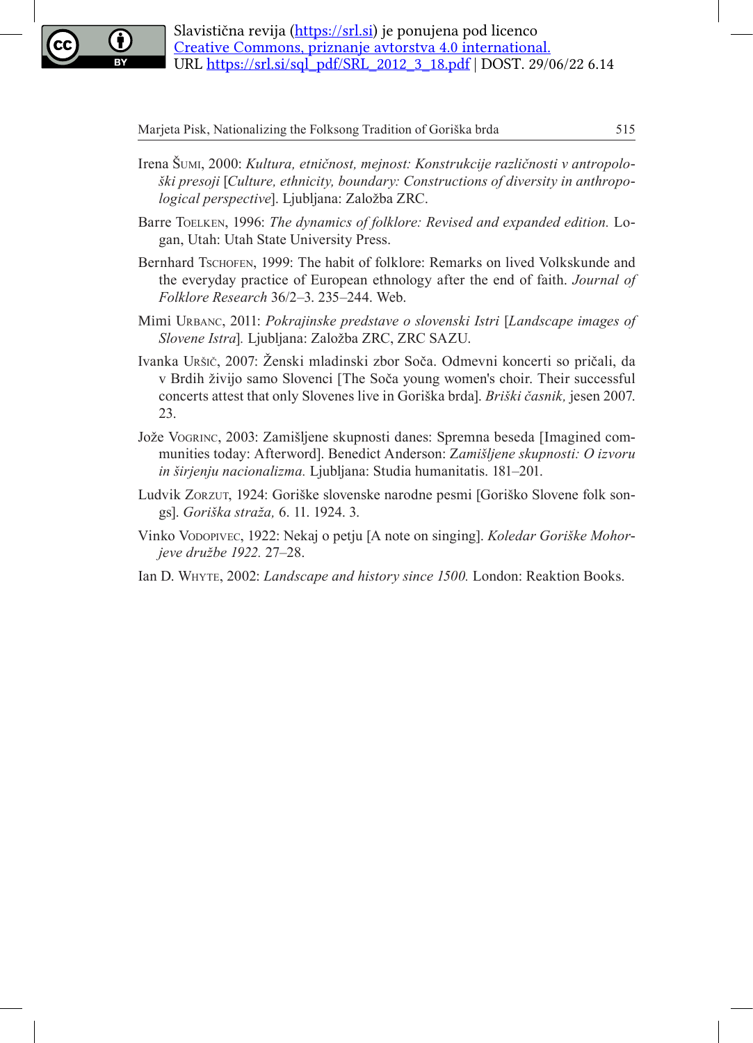Irena Šumi, 2000: *Kultura, etničnost, mejnost: Konstrukcije različnosti v antropološki presoji* [*Culture, ethnicity, boundary: Constructions of diversity in anthropological perspective*]. Ljubljana: Založba ZRC.

Barre Toelken, 1996: *The dynamics of folklore: Revised and expanded edition.* Logan, Utah: Utah State University Press.

Bernhard Tschofen, 1999: The habit of folklore: Remarks on lived Volkskunde and the everyday practice of European ethnology after the end of faith. *Journal of Folklore Research* 36/2–3. 235–244. Web.

Mimi Urbanc, 2011: *Pokrajinske predstave o slovenski Istri* [*Landscape images of Slovene Istra*]. Ljubljana: Založba ZRC, ZRC SAZU.

Ivanka Uršič, 2007: Ženski mladinski zbor Soča. Odmevni koncerti so pričali, da v Brdih živijo samo Slovenci [The Soča young women's choir. Their successful concerts attest that only Slovenes live in Goriška brda]. *Briški časnik,* jesen 2007. 23.

Jože Vogrinc, 2003: Zamišljene skupnosti danes: Spremna beseda [Imagined communities today: Afterword]. Benedict Anderson: *Zamišljene skupnosti: O izvoru in širjenju nacionalizma.* Ljubljana: Studia humanitatis. 181–201.

Ludvik Zorzut, 1924: Goriške slovenske narodne pesmi [Goriško Slovene folk songs]. *Goriška straža,* 6. 11. 1924. 3.

Vinko Vodopivec, 1922: Nekaj o petju [A note on singing]. *Koledar Goriške Mohorjeve družbe 1922.* 27–28.

Ian D. Whyte, 2002: *Landscape and history since 1500.* London: Reaktion Books.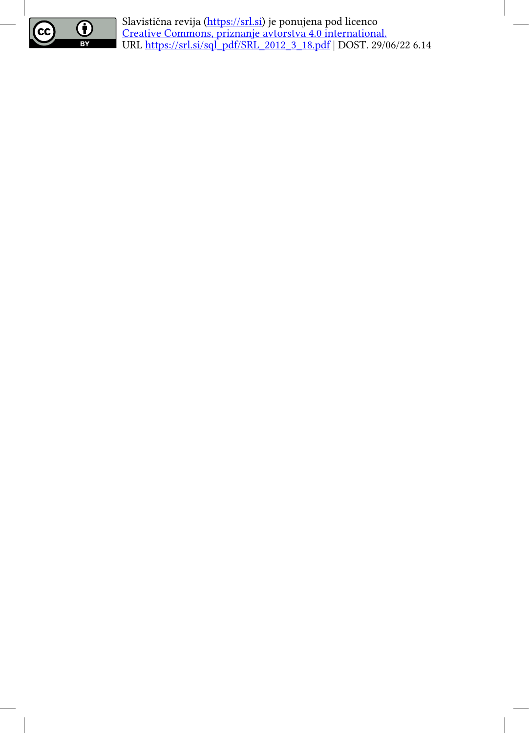Slavistična revija (https://srl.si) je ponujena pod licenco
Creative Commons, priznanje avtorstva 4.0 international.
URL https://srl.si/sql_pdf/SRL_2012_3_18.pdf | DOST. 29/06/22 6.14